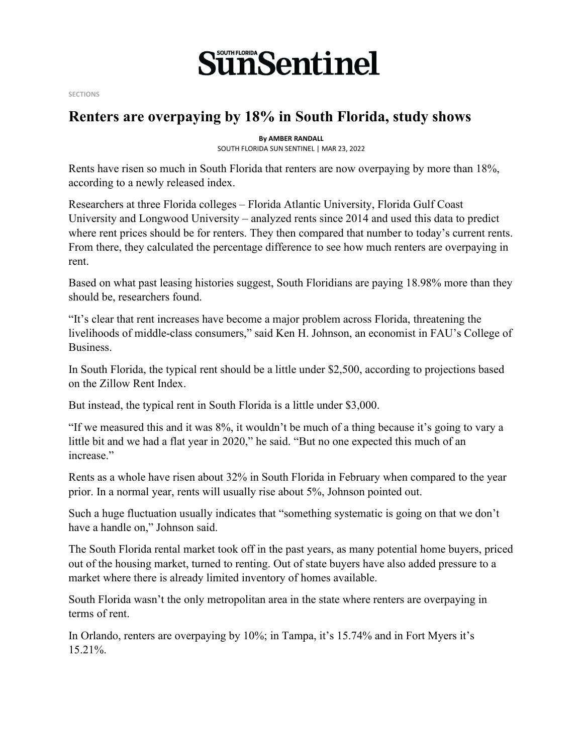# Renters are overpaying by 18% in South Florida, study shows

**By AMBER RANDALL**
SOUTH FLORIDA SUN SENTINEL | MAR 23, 2022

Rents have risen so much in South Florida that renters are now overpaying by more than 18%, according to a newly released index.

Researchers at three Florida colleges – Florida Atlantic University, Florida Gulf Coast University and Longwood University – analyzed rents since 2014 and used this data to predict where rent prices should be for renters. They then compared that number to today's current rents. From there, they calculated the percentage difference to see how much renters are overpaying in rent.

Based on what past leasing histories suggest, South Floridians are paying 18.98% more than they should be, researchers found.

"It's clear that rent increases have become a major problem across Florida, threatening the livelihoods of middle-class consumers," said Ken H. Johnson, an economist in FAU's College of Business.

In South Florida, the typical rent should be a little under $2,500, according to projections based on the Zillow Rent Index.

But instead, the typical rent in South Florida is a little under $3,000.

"If we measured this and it was 8%, it wouldn't be much of a thing because it's going to vary a little bit and we had a flat year in 2020," he said. "But no one expected this much of an increase."

Rents as a whole have risen about 32% in South Florida in February when compared to the year prior. In a normal year, rents will usually rise about 5%, Johnson pointed out.

Such a huge fluctuation usually indicates that "something systematic is going on that we don't have a handle on," Johnson said.

The South Florida rental market took off in the past years, as many potential home buyers, priced out of the housing market, turned to renting. Out of state buyers have also added pressure to a market where there is already limited inventory of homes available.

South Florida wasn't the only metropolitan area in the state where renters are overpaying in terms of rent.

In Orlando, renters are overpaying by 10%; in Tampa, it's 15.74% and in Fort Myers it's 15.21%.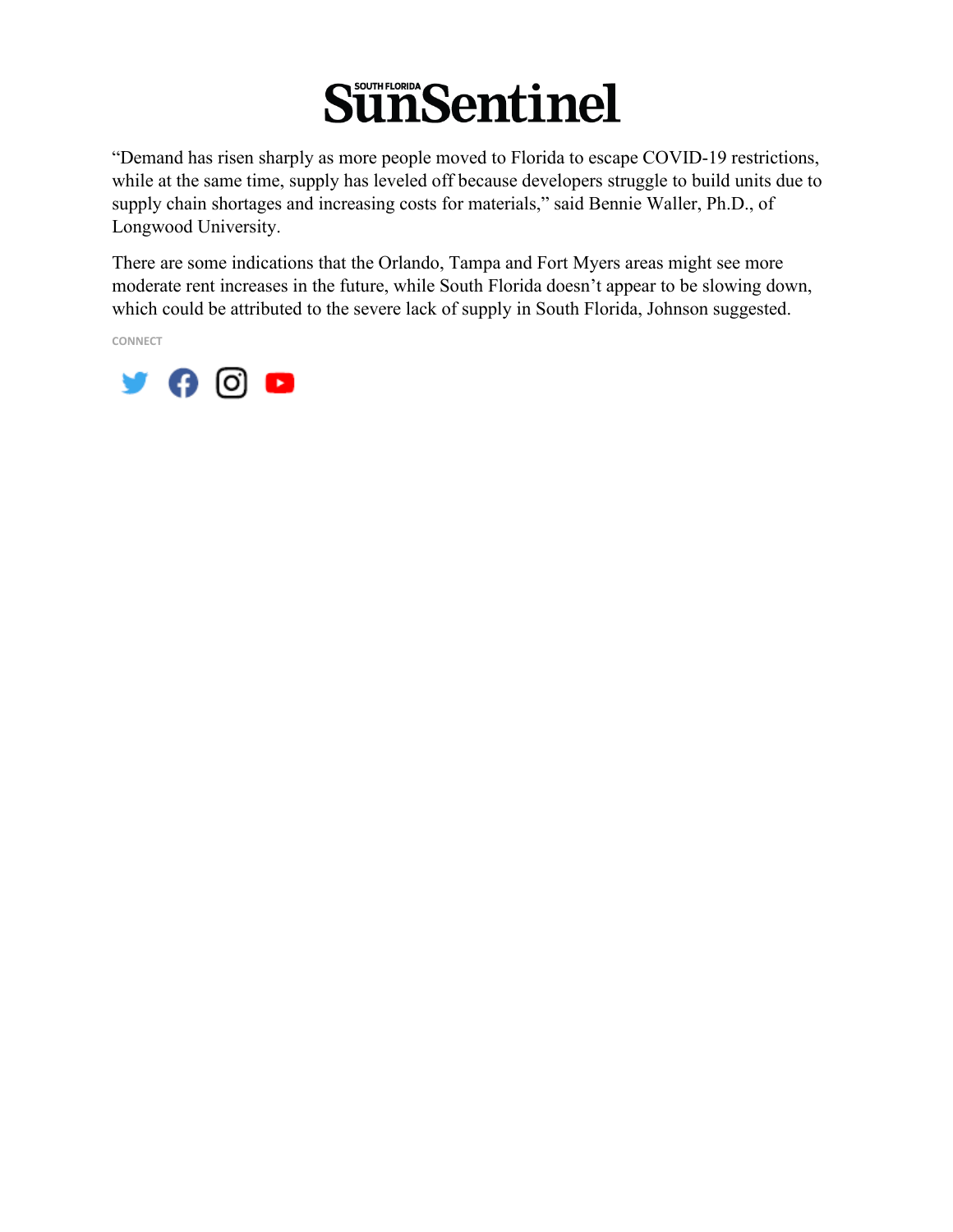“Demand has risen sharply as more people moved to Florida to escape COVID-19 restrictions, while at the same time, supply has leveled off because developers struggle to build units due to supply chain shortages and increasing costs for materials,” said Bennie Waller, Ph.D., of Longwood University.

There are some indications that the Orlando, Tampa and Fort Myers areas might see more moderate rent increases in the future, while South Florida doesn’t appear to be slowing down, which could be attributed to the severe lack of supply in South Florida, Johnson suggested.

CONNECT